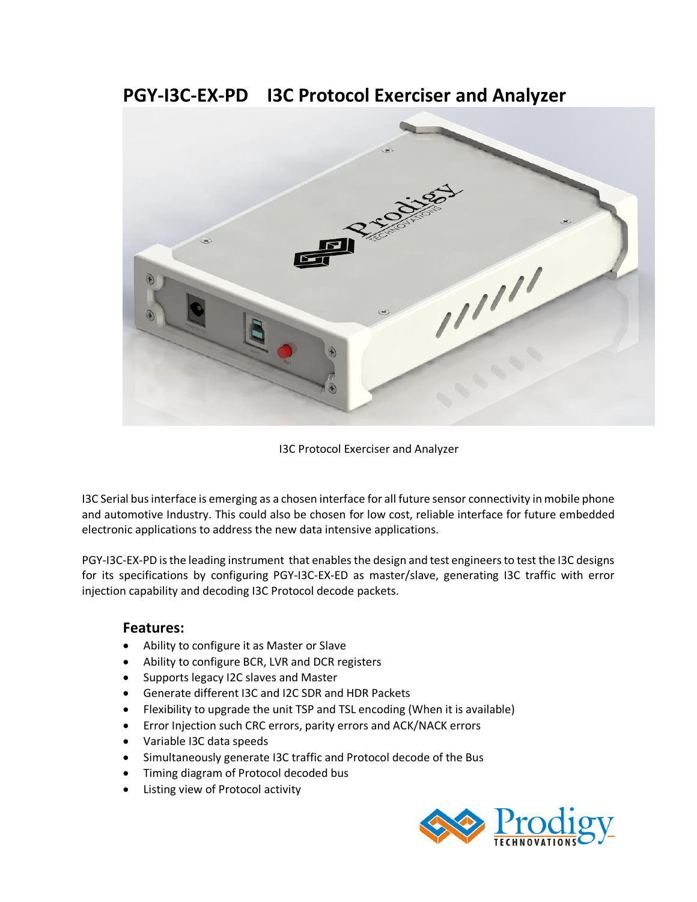# PGY-I3C-EX-PD I3C Protocol Exerciser and Analyzer

I3C Protocol Exerciser and Analyzer

I3C Serial bus interface is emerging as a chosen interface for all future sensor connectivity in mobile phone and automotive Industry. This could also be chosen for low cost, reliable interface for future embedded electronic applications to address the new data intensive applications.

PGY-I3C-EX-PD is the leading instrument that enables the design and test engineers to test the I3C designs for its specifications by configuring PGY-I3C-EX-ED as master/slave, generating I3C traffic with error injection capability and decoding I3C Protocol decode packets.

## Features:

- Ability to configure it as Master or Slave
- Ability to configure BCR, LVR and DCR registers
- Supports legacy I2C slaves and Master
- Generate different I3C and I2C SDR and HDR Packets
- Flexibility to upgrade the unit TSP and TSL encoding (When it is available)
- Error Injection such CRC errors, parity errors and ACK/NACK errors
- Variable I3C data speeds
- Simultaneously generate I3C traffic and Protocol decode of the Bus
- Timing diagram of Protocol decoded bus
- Listing view of Protocol activity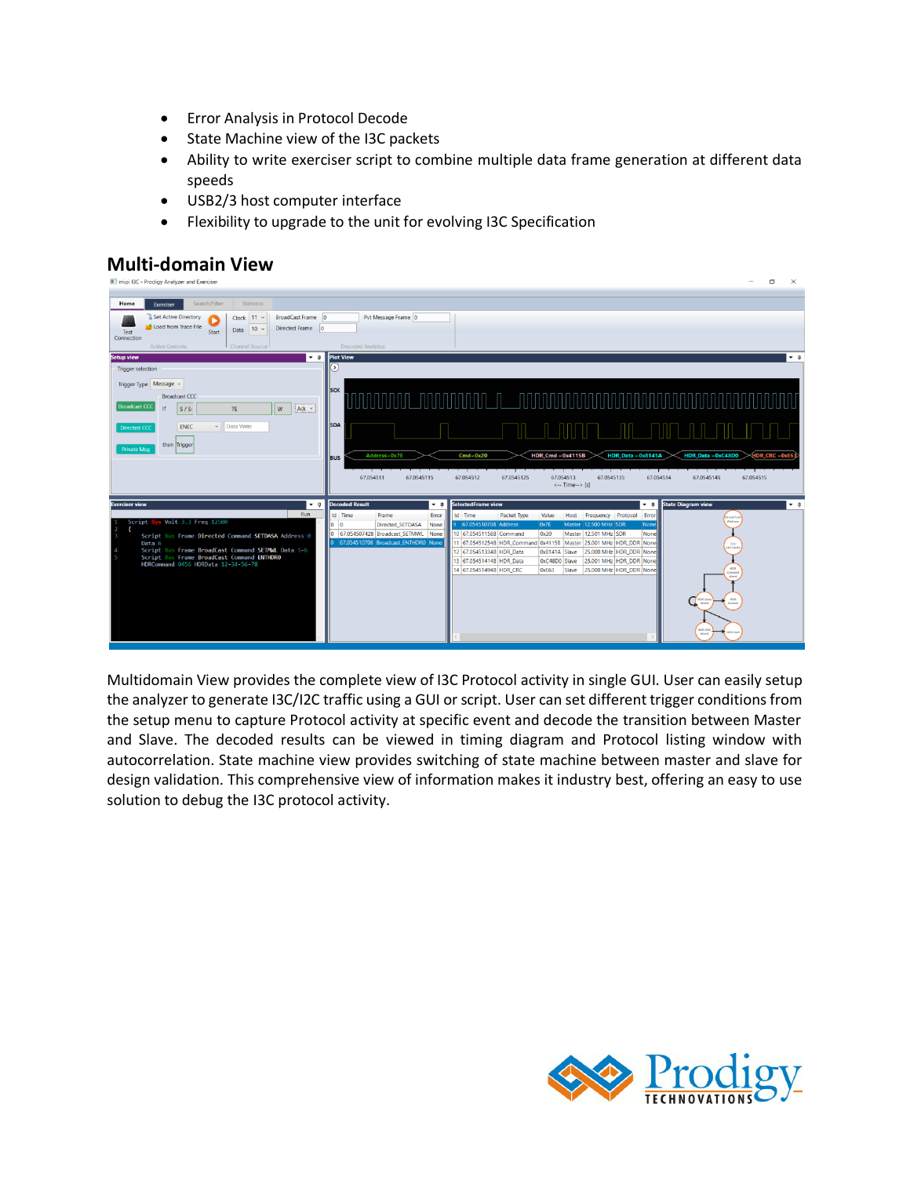- Error Analysis in Protocol Decode
- State Machine view of the I3C packets
- Ability to write exerciser script to combine multiple data frame generation at different data speeds
- USB2/3 host computer interface
- Flexibility to upgrade to the unit for evolving I3C Specification

## Multi-domain View

Multidomain View provides the complete view of I3C Protocol activity in single GUI. User can easily setup the analyzer to generate I3C/I2C traffic using a GUI or script. User can set different trigger conditions from the setup menu to capture Protocol activity at specific event and decode the transition between Master and Slave. The decoded results can be viewed in timing diagram and Protocol listing window with autocorrelation. State machine view provides switching of state machine between master and slave for design validation. This comprehensive view of information makes it industry best, offering an easy to use solution to debug the I3C protocol activity.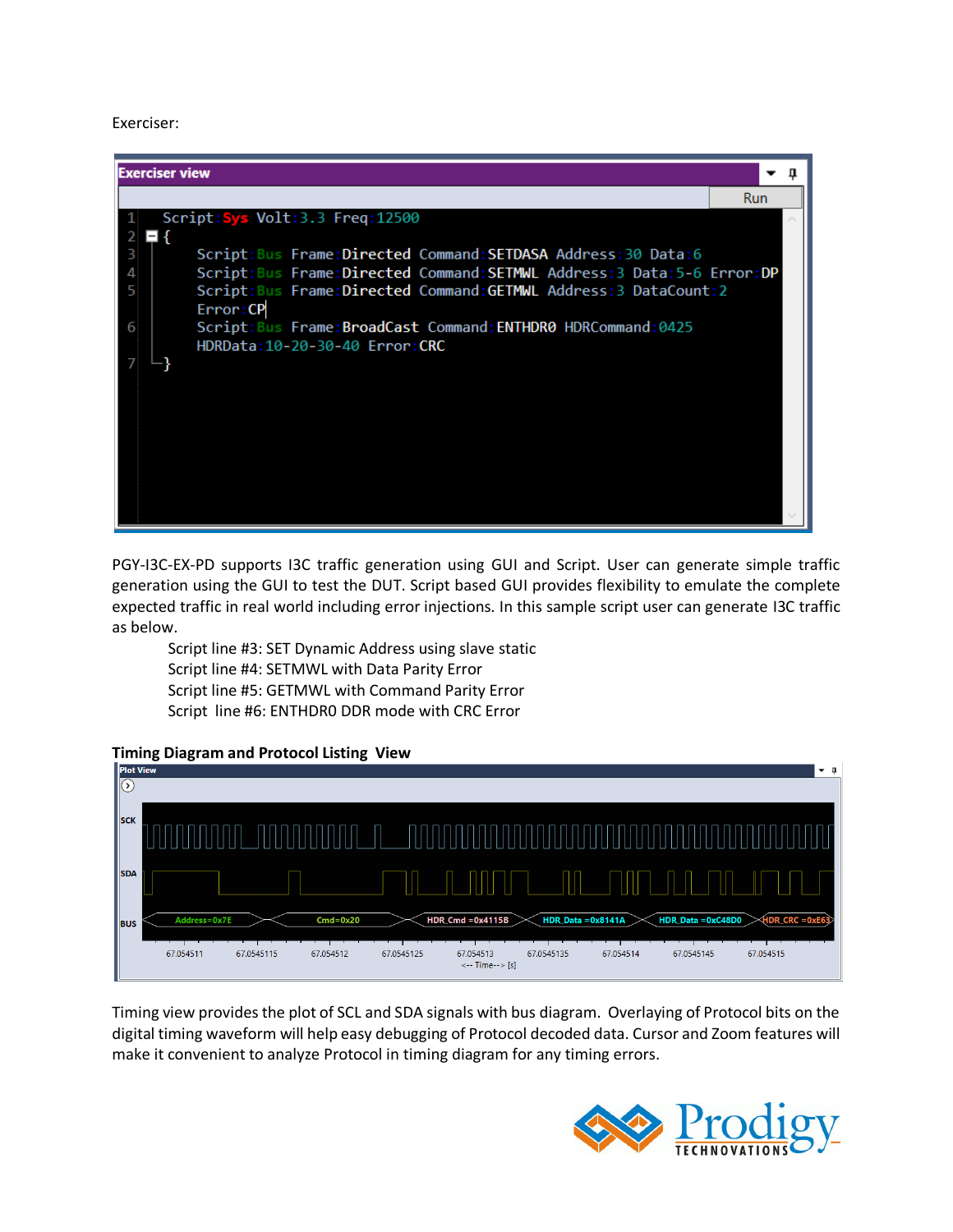Exerciser:

```
Exerciser view                                                     Run
1   Script:Sys Volt:3.3 Freq:12500
2   {
3       Script:Bus Frame:Directed Command:SETDASA Address:30 Data:6
4       Script:Bus Frame:Directed Command:SETMWL Address:3 Data:5-6 Error:DP
5       Script:Bus Frame:Directed Command:GETMWL Address:3 DataCount:2
        Error:CP
6       Script:Bus Frame:BroadCast Command:ENTHDR0 HDRCommand:0425
        HDRData:10-20-30-40 Error:CRC
7   }
```

PGY-I3C-EX-PD supports I3C traffic generation using GUI and Script. User can generate simple traffic generation using the GUI to test the DUT. Script based GUI provides flexibility to emulate the complete expected traffic in real world including error injections. In this sample script user can generate I3C traffic as below.

Script line #3: SET Dynamic Address using slave static
Script line #4: SETMWL with Data Parity Error
Script line #5: GETMWL with Command Parity Error
Script line #6: ENTHDR0 DDR mode with CRC Error

**Timing Diagram and Protocol Listing View**

Plot View

SCK

SDA

BUS: Address=0x7E | Cmd=0x20 | HDR_Cmd =0x4115B | HDR_Data =0x8141A | HDR_Data =0xC48D0 | HDR_CRC =0xE63

67.054511 | 67.0545115 | 67.054512 | 67.0545125 | 67.054513 | 67.0545135 | 67.054514 | 67.0545145 | 67.054515

<-- Time--> [s]

Timing view provides the plot of SCL and SDA signals with bus diagram. Overlaying of Protocol bits on the digital timing waveform will help easy debugging of Protocol decoded data. Cursor and Zoom features will make it convenient to analyze Protocol in timing diagram for any timing errors.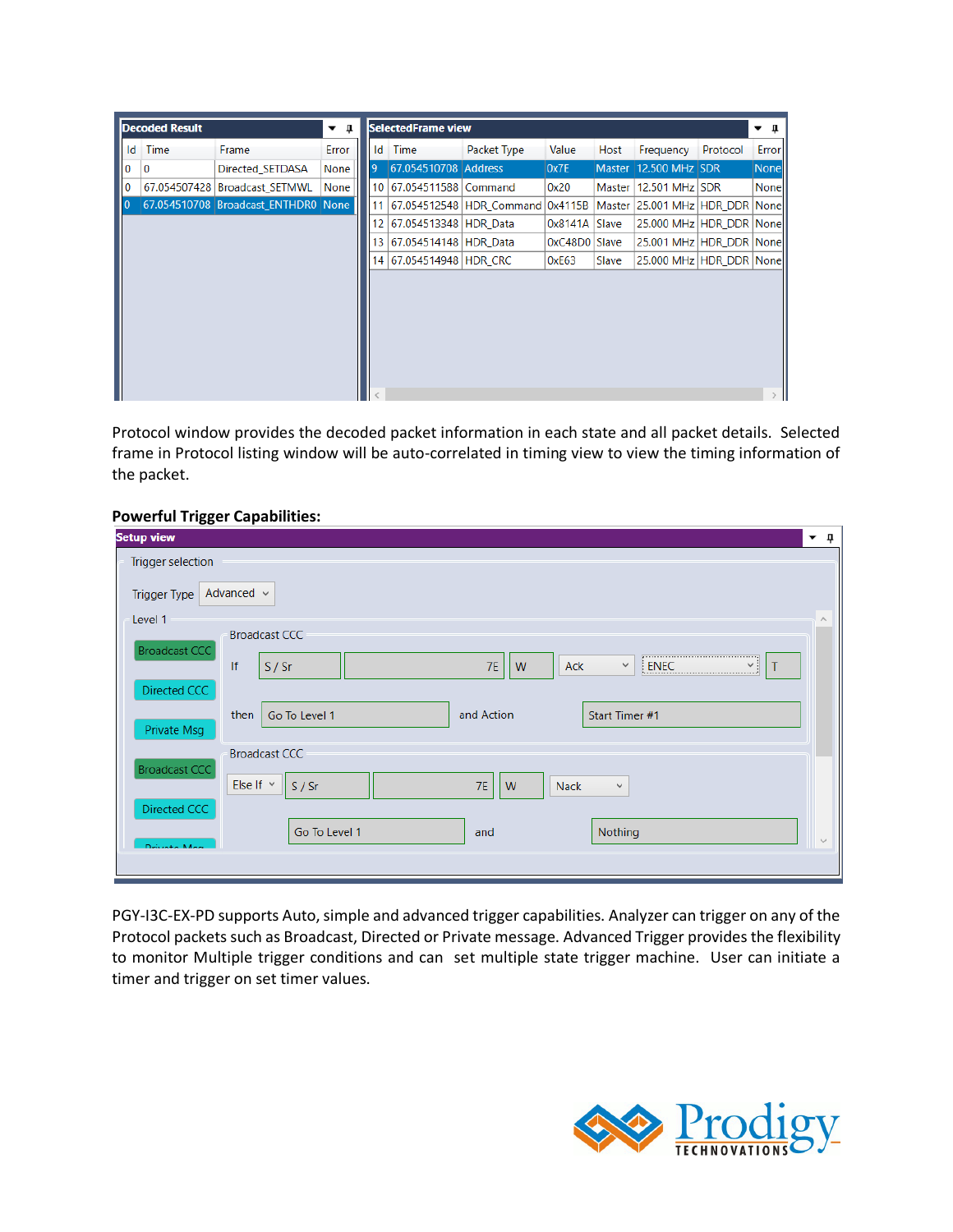**Decoded Result**

| Id | Time | Frame | Error |
|---|---|---|---|
| 0 | 0 | Directed_SETDASA | None |
| 0 | 67.054507428 | Broadcast_SETMWL | None |
| 0 | 67.054510708 | Broadcast_ENTHDR0 | None |

**SelectedFrame view**

| Id | Time | Packet Type | Value | Host | Frequency | Protocol | Error |
|---|---|---|---|---|---|---|---|
| 9 | 67.054510708 | Address | 0x7E | Master | 12.500 MHz | SDR | None |
| 10 | 67.054511588 | Command | 0x20 | Master | 12.501 MHz | SDR | None |
| 11 | 67.054512548 | HDR_Command | 0x4115B | Master | 25.001 MHz | HDR_DDR | None |
| 12 | 67.054513348 | HDR_Data | 0x8141A | Slave | 25.000 MHz | HDR_DDR | None |
| 13 | 67.054514148 | HDR_Data | 0xC48D0 | Slave | 25.001 MHz | HDR_DDR | None |
| 14 | 67.054514948 | HDR_CRC | 0xE63 | Slave | 25.000 MHz | HDR_DDR | None |

Protocol window provides the decoded packet information in each state and all packet details. Selected frame in Protocol listing window will be auto-correlated in timing view to view the timing information of the packet.

**Powerful Trigger Capabilities:**

PGY-I3C-EX-PD supports Auto, simple and advanced trigger capabilities. Analyzer can trigger on any of the Protocol packets such as Broadcast, Directed or Private message. Advanced Trigger provides the flexibility to monitor Multiple trigger conditions and can set multiple state trigger machine. User can initiate a timer and trigger on set timer values.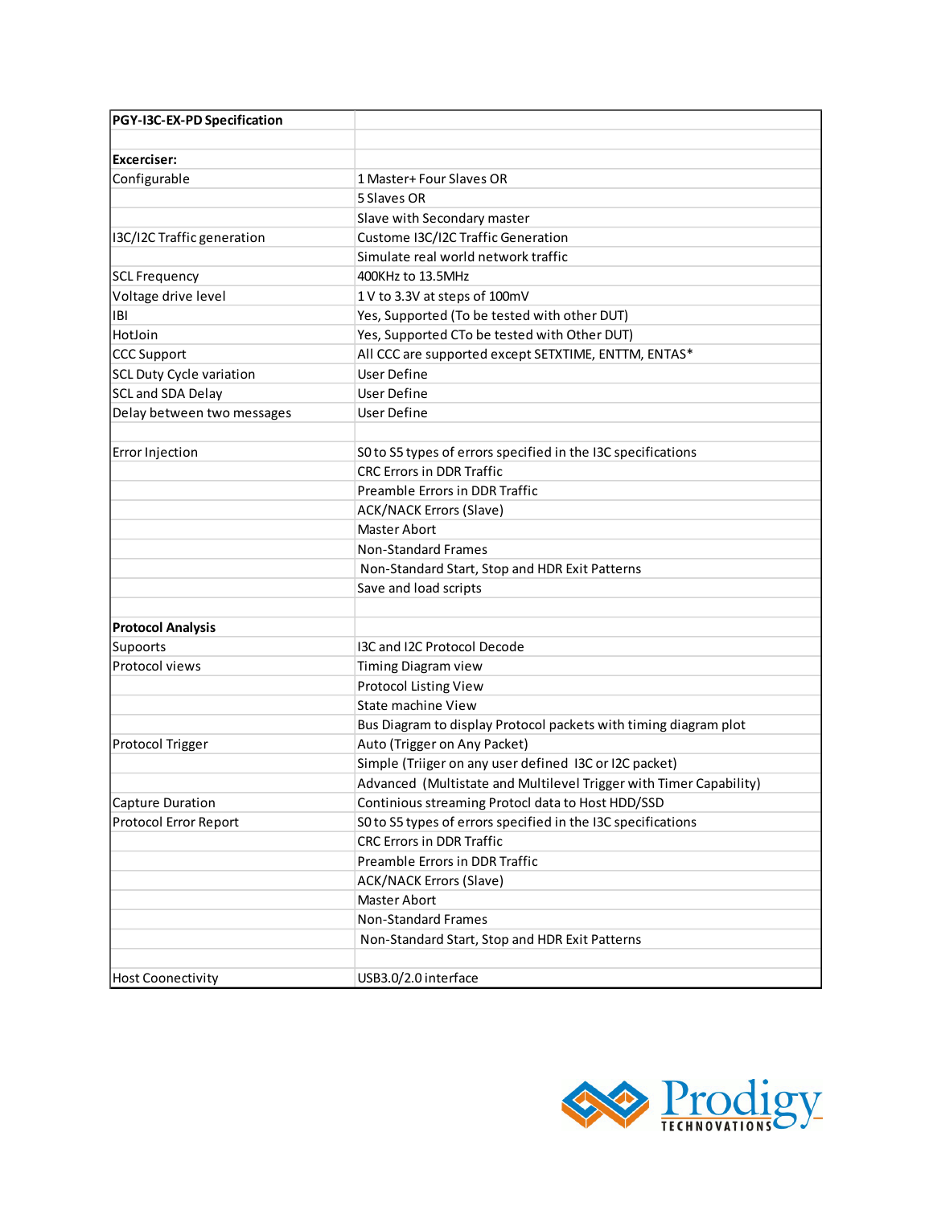| PGY-I3C-EX-PD Specification | |
|---|---|
| | |
| **Excerciser:** | |
| Configurable | 1 Master+ Four Slaves OR |
| | 5 Slaves OR |
| | Slave with Secondary master |
| I3C/I2C Traffic generation | Custome I3C/I2C Traffic Generation |
| | Simulate real world network traffic |
| SCL Frequency | 400KHz to 13.5MHz |
| Voltage drive level | 1 V to 3.3V at steps of 100mV |
| IBI | Yes, Supported (To be tested with other DUT) |
| HotJoin | Yes, Supported CTo be tested with Other DUT) |
| CCC Support | All CCC are supported except SETXTIME, ENTTM, ENTAS* |
| SCL Duty Cycle variation | User Define |
| SCL and SDA Delay | User Define |
| Delay between two messages | User Define |
| | |
| Error Injection | S0 to S5 types of errors specified in the I3C specifications |
| | CRC Errors in DDR Traffic |
| | Preamble Errors in DDR Traffic |
| | ACK/NACK Errors (Slave) |
| | Master Abort |
| | Non-Standard Frames |
| | Non-Standard Start, Stop and HDR Exit Patterns |
| | Save and load scripts |
| | |
| **Protocol Analysis** | |
| Supoorts | I3C and I2C Protocol Decode |
| Protocol views | Timing Diagram view |
| | Protocol Listing View |
| | State machine View |
| | Bus Diagram to display Protocol packets with timing diagram plot |
| Protocol Trigger | Auto (Trigger on Any Packet) |
| | Simple (Triiger on any user defined I3C or I2C packet) |
| | Advanced (Multistate and Multilevel Trigger with Timer Capability) |
| Capture Duration | Continious streaming Protocl data to Host HDD/SSD |
| Protocol Error Report | S0 to S5 types of errors specified in the I3C specifications |
| | CRC Errors in DDR Traffic |
| | Preamble Errors in DDR Traffic |
| | ACK/NACK Errors (Slave) |
| | Master Abort |
| | Non-Standard Frames |
| | Non-Standard Start, Stop and HDR Exit Patterns |
| | |
| Host Coonectivity | USB3.0/2.0 interface |

Prodigy TECHNOVATIONS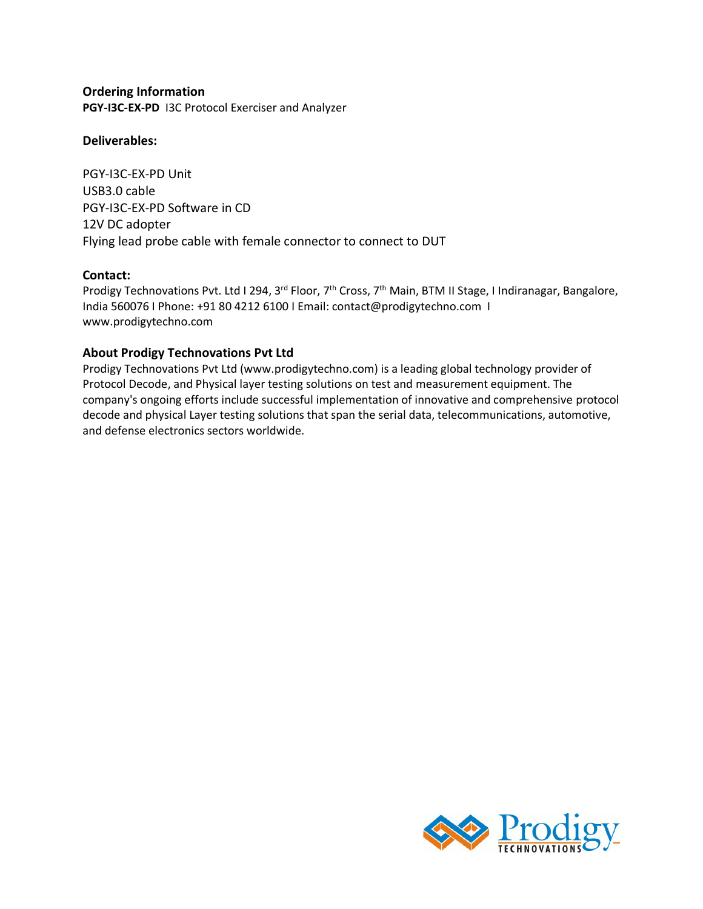**Ordering Information**
**PGY-I3C-EX-PD** I3C Protocol Exerciser and Analyzer

**Deliverables:**

PGY-I3C-EX-PD Unit
USB3.0 cable
PGY-I3C-EX-PD Software in CD
12V DC adopter
Flying lead probe cable with female connector to connect to DUT

**Contact:**
Prodigy Technovations Pvt. Ltd I 294, 3rd Floor, 7th Cross, 7th Main, BTM II Stage, I Indiranagar, Bangalore, India 560076 I Phone: +91 80 4212 6100 I Email: contact@prodigytechno.com I www.prodigytechno.com

**About Prodigy Technovations Pvt Ltd**
Prodigy Technovations Pvt Ltd (www.prodigytechno.com) is a leading global technology provider of Protocol Decode, and Physical layer testing solutions on test and measurement equipment. The company's ongoing efforts include successful implementation of innovative and comprehensive protocol decode and physical Layer testing solutions that span the serial data, telecommunications, automotive, and defense electronics sectors worldwide.